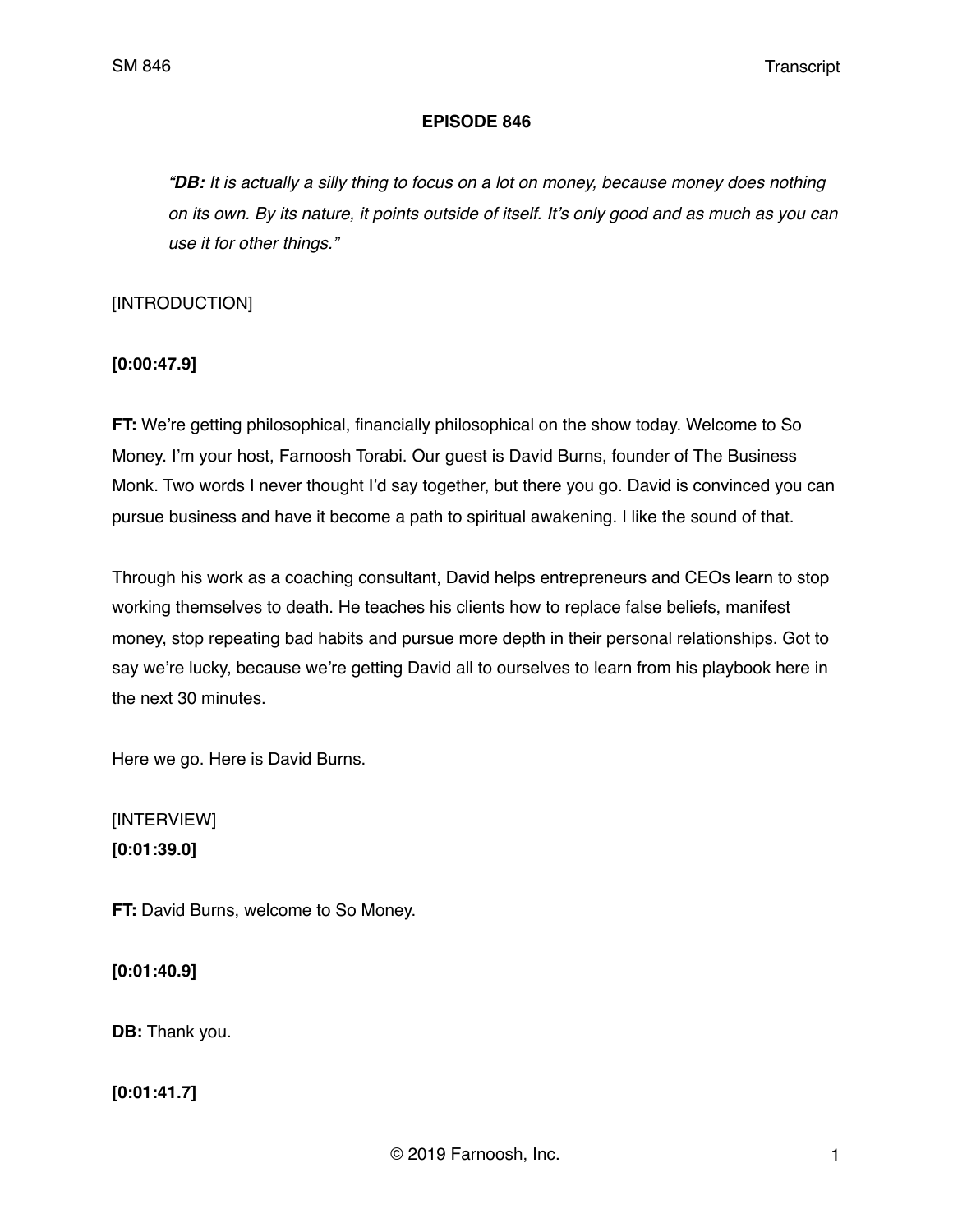# EPISODE 846

> *"**DB:** It is actually a silly thing to focus on a lot on money, because money does nothing on its own. By its nature, it points outside of itself. It's only good and as much as you can use it for other things."*

[INTRODUCTION]

**[0:00:47.9]**

**FT:** We're getting philosophical, financially philosophical on the show today. Welcome to So Money. I'm your host, Farnoosh Torabi. Our guest is David Burns, founder of The Business Monk. Two words I never thought I'd say together, but there you go. David is convinced you can pursue business and have it become a path to spiritual awakening. I like the sound of that.

Through his work as a coaching consultant, David helps entrepreneurs and CEOs learn to stop working themselves to death. He teaches his clients how to replace false beliefs, manifest money, stop repeating bad habits and pursue more depth in their personal relationships. Got to say we're lucky, because we're getting David all to ourselves to learn from his playbook here in the next 30 minutes.

Here we go. Here is David Burns.

[INTERVIEW]

**[0:01:39.0]**

**FT:** David Burns, welcome to So Money.

**[0:01:40.9]**

**DB:** Thank you.

**[0:01:41.7]**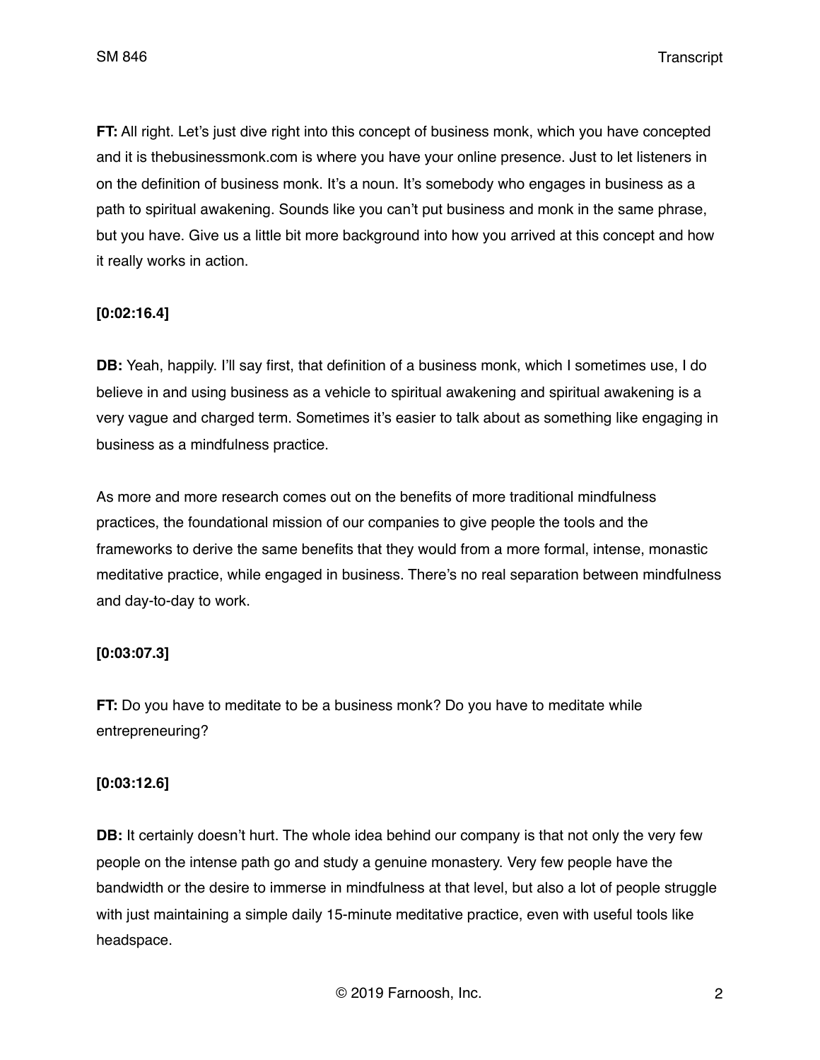**FT:** All right. Let's just dive right into this concept of business monk, which you have concepted and it is thebusinessmonk.com is where you have your online presence. Just to let listeners in on the definition of business monk. It's a noun. It's somebody who engages in business as a path to spiritual awakening. Sounds like you can't put business and monk in the same phrase, but you have. Give us a little bit more background into how you arrived at this concept and how it really works in action.

**[0:02:16.4]**

**DB:** Yeah, happily. I'll say first, that definition of a business monk, which I sometimes use, I do believe in and using business as a vehicle to spiritual awakening and spiritual awakening is a very vague and charged term. Sometimes it's easier to talk about as something like engaging in business as a mindfulness practice.

As more and more research comes out on the benefits of more traditional mindfulness practices, the foundational mission of our companies to give people the tools and the frameworks to derive the same benefits that they would from a more formal, intense, monastic meditative practice, while engaged in business. There's no real separation between mindfulness and day-to-day to work.

**[0:03:07.3]**

**FT:** Do you have to meditate to be a business monk? Do you have to meditate while entrepreneuring?

**[0:03:12.6]**

**DB:** It certainly doesn't hurt. The whole idea behind our company is that not only the very few people on the intense path go and study a genuine monastery. Very few people have the bandwidth or the desire to immerse in mindfulness at that level, but also a lot of people struggle with just maintaining a simple daily 15-minute meditative practice, even with useful tools like headspace.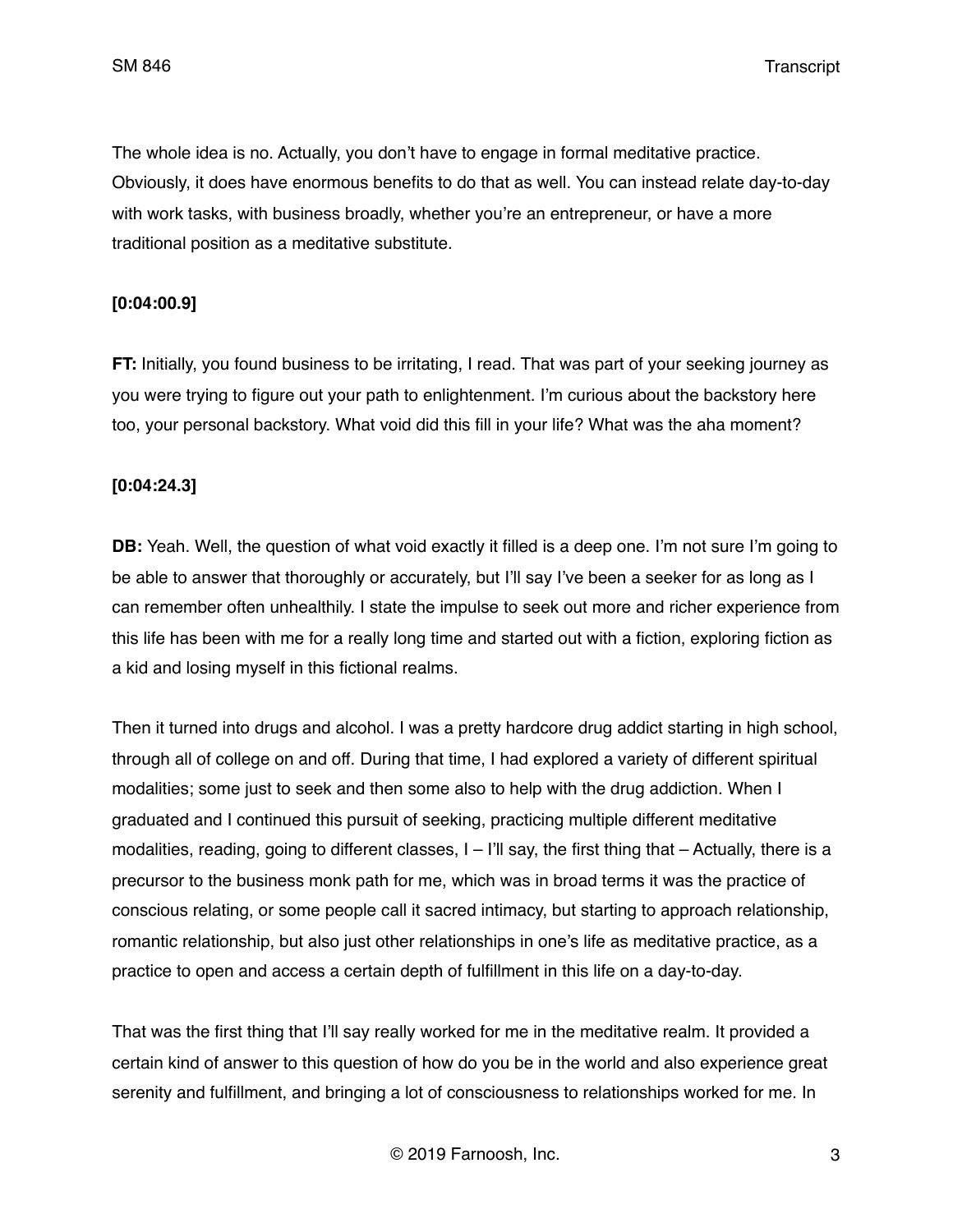The whole idea is no. Actually, you don't have to engage in formal meditative practice. Obviously, it does have enormous benefits to do that as well. You can instead relate day-to-day with work tasks, with business broadly, whether you're an entrepreneur, or have a more traditional position as a meditative substitute.

**[0:04:00.9]**

**FT:** Initially, you found business to be irritating, I read. That was part of your seeking journey as you were trying to figure out your path to enlightenment. I'm curious about the backstory here too, your personal backstory. What void did this fill in your life? What was the aha moment?

**[0:04:24.3]**

**DB:** Yeah. Well, the question of what void exactly it filled is a deep one. I'm not sure I'm going to be able to answer that thoroughly or accurately, but I'll say I've been a seeker for as long as I can remember often unhealthily. I state the impulse to seek out more and richer experience from this life has been with me for a really long time and started out with a fiction, exploring fiction as a kid and losing myself in this fictional realms.

Then it turned into drugs and alcohol. I was a pretty hardcore drug addict starting in high school, through all of college on and off. During that time, I had explored a variety of different spiritual modalities; some just to seek and then some also to help with the drug addiction. When I graduated and I continued this pursuit of seeking, practicing multiple different meditative modalities, reading, going to different classes, I – I'll say, the first thing that – Actually, there is a precursor to the business monk path for me, which was in broad terms it was the practice of conscious relating, or some people call it sacred intimacy, but starting to approach relationship, romantic relationship, but also just other relationships in one's life as meditative practice, as a practice to open and access a certain depth of fulfillment in this life on a day-to-day.

That was the first thing that I'll say really worked for me in the meditative realm. It provided a certain kind of answer to this question of how do you be in the world and also experience great serenity and fulfillment, and bringing a lot of consciousness to relationships worked for me. In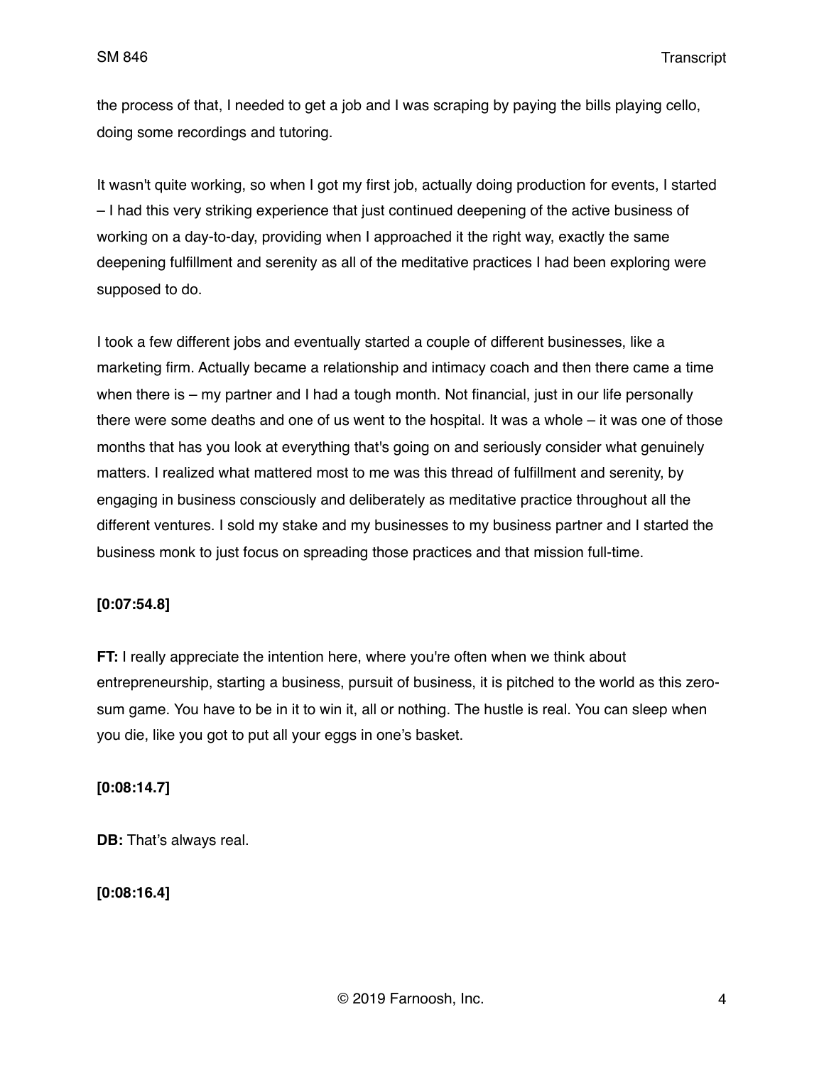the process of that, I needed to get a job and I was scraping by paying the bills playing cello, doing some recordings and tutoring.

It wasn't quite working, so when I got my first job, actually doing production for events, I started – I had this very striking experience that just continued deepening of the active business of working on a day-to-day, providing when I approached it the right way, exactly the same deepening fulfillment and serenity as all of the meditative practices I had been exploring were supposed to do.

I took a few different jobs and eventually started a couple of different businesses, like a marketing firm. Actually became a relationship and intimacy coach and then there came a time when there is – my partner and I had a tough month. Not financial, just in our life personally there were some deaths and one of us went to the hospital. It was a whole – it was one of those months that has you look at everything that's going on and seriously consider what genuinely matters. I realized what mattered most to me was this thread of fulfillment and serenity, by engaging in business consciously and deliberately as meditative practice throughout all the different ventures. I sold my stake and my businesses to my business partner and I started the business monk to just focus on spreading those practices and that mission full-time.

**[0:07:54.8]**

**FT:** I really appreciate the intention here, where you're often when we think about entrepreneurship, starting a business, pursuit of business, it is pitched to the world as this zero-sum game. You have to be in it to win it, all or nothing. The hustle is real. You can sleep when you die, like you got to put all your eggs in one's basket.

**[0:08:14.7]**

**DB:** That's always real.

**[0:08:16.4]**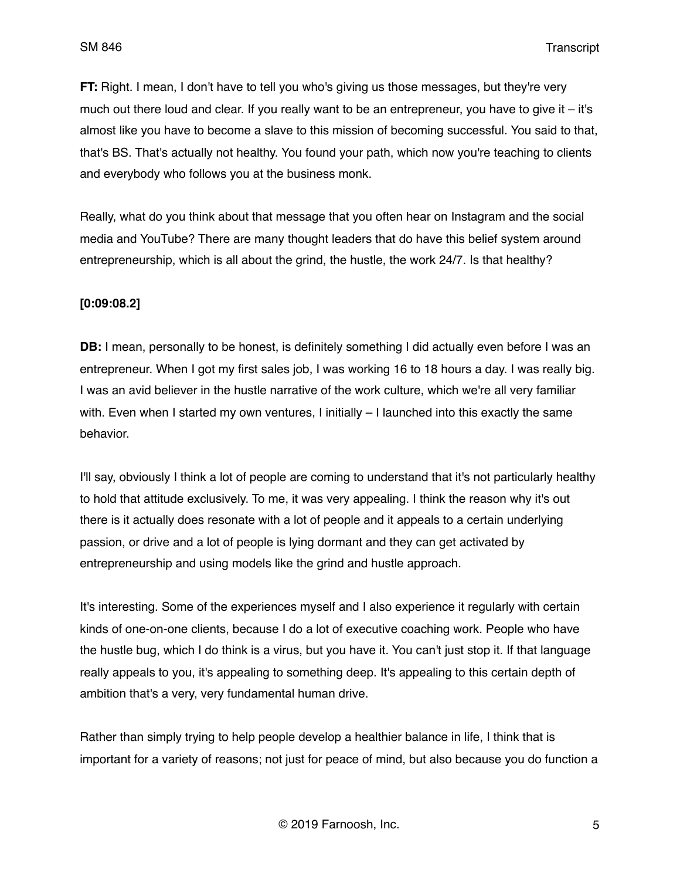**FT:** Right. I mean, I don't have to tell you who's giving us those messages, but they're very much out there loud and clear. If you really want to be an entrepreneur, you have to give it – it's almost like you have to become a slave to this mission of becoming successful. You said to that, that's BS. That's actually not healthy. You found your path, which now you're teaching to clients and everybody who follows you at the business monk.

Really, what do you think about that message that you often hear on Instagram and the social media and YouTube? There are many thought leaders that do have this belief system around entrepreneurship, which is all about the grind, the hustle, the work 24/7. Is that healthy?

**[0:09:08.2]**

**DB:** I mean, personally to be honest, is definitely something I did actually even before I was an entrepreneur. When I got my first sales job, I was working 16 to 18 hours a day. I was really big. I was an avid believer in the hustle narrative of the work culture, which we're all very familiar with. Even when I started my own ventures, I initially – I launched into this exactly the same behavior.

I'll say, obviously I think a lot of people are coming to understand that it's not particularly healthy to hold that attitude exclusively. To me, it was very appealing. I think the reason why it's out there is it actually does resonate with a lot of people and it appeals to a certain underlying passion, or drive and a lot of people is lying dormant and they can get activated by entrepreneurship and using models like the grind and hustle approach.

It's interesting. Some of the experiences myself and I also experience it regularly with certain kinds of one-on-one clients, because I do a lot of executive coaching work. People who have the hustle bug, which I do think is a virus, but you have it. You can't just stop it. If that language really appeals to you, it's appealing to something deep. It's appealing to this certain depth of ambition that's a very, very fundamental human drive.

Rather than simply trying to help people develop a healthier balance in life, I think that is important for a variety of reasons; not just for peace of mind, but also because you do function a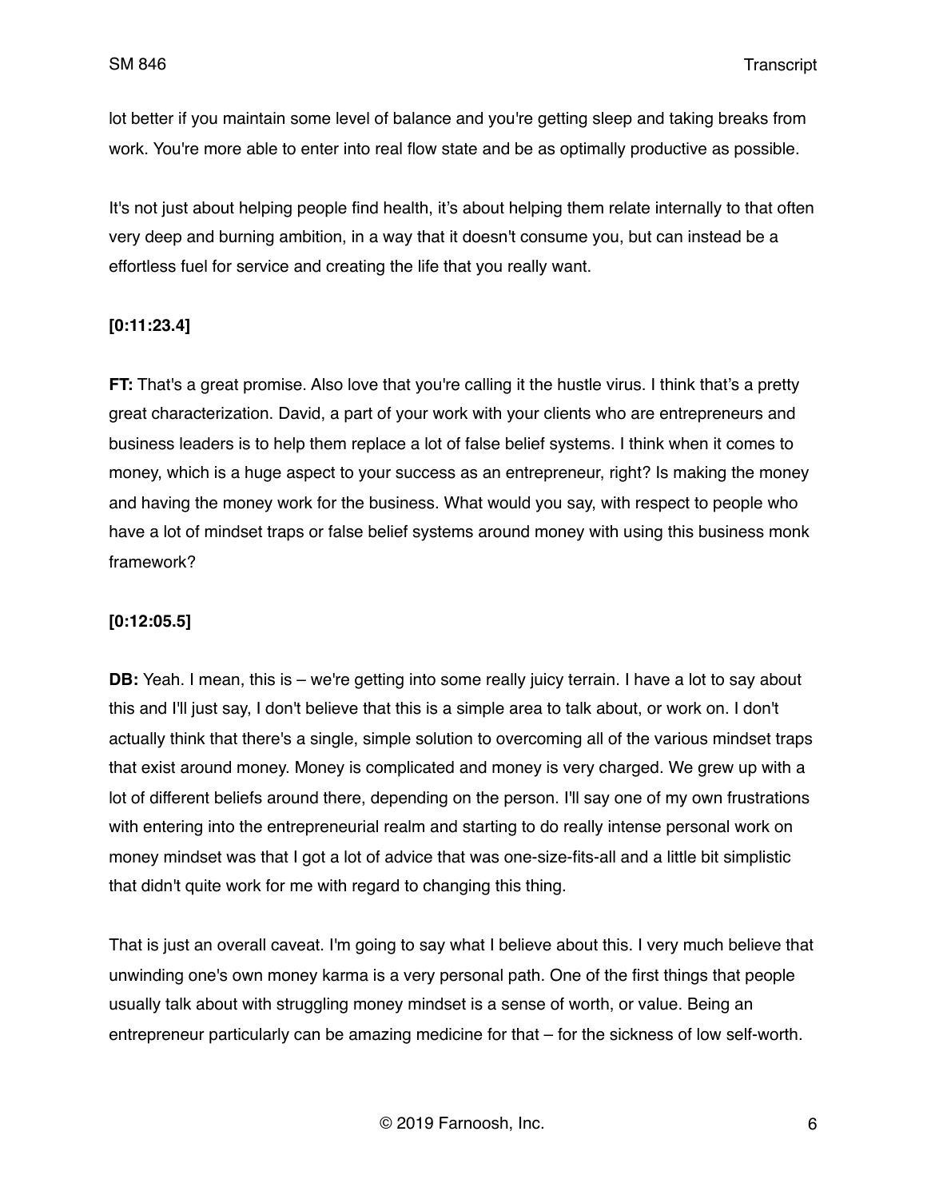lot better if you maintain some level of balance and you're getting sleep and taking breaks from work. You're more able to enter into real flow state and be as optimally productive as possible.

It's not just about helping people find health, it's about helping them relate internally to that often very deep and burning ambition, in a way that it doesn't consume you, but can instead be a effortless fuel for service and creating the life that you really want.

**[0:11:23.4]**

**FT:** That's a great promise. Also love that you're calling it the hustle virus. I think that's a pretty great characterization. David, a part of your work with your clients who are entrepreneurs and business leaders is to help them replace a lot of false belief systems. I think when it comes to money, which is a huge aspect to your success as an entrepreneur, right? Is making the money and having the money work for the business. What would you say, with respect to people who have a lot of mindset traps or false belief systems around money with using this business monk framework?

**[0:12:05.5]**

**DB:** Yeah. I mean, this is – we're getting into some really juicy terrain. I have a lot to say about this and I'll just say, I don't believe that this is a simple area to talk about, or work on. I don't actually think that there's a single, simple solution to overcoming all of the various mindset traps that exist around money. Money is complicated and money is very charged. We grew up with a lot of different beliefs around there, depending on the person. I'll say one of my own frustrations with entering into the entrepreneurial realm and starting to do really intense personal work on money mindset was that I got a lot of advice that was one-size-fits-all and a little bit simplistic that didn't quite work for me with regard to changing this thing.

That is just an overall caveat. I'm going to say what I believe about this. I very much believe that unwinding one's own money karma is a very personal path. One of the first things that people usually talk about with struggling money mindset is a sense of worth, or value. Being an entrepreneur particularly can be amazing medicine for that – for the sickness of low self-worth.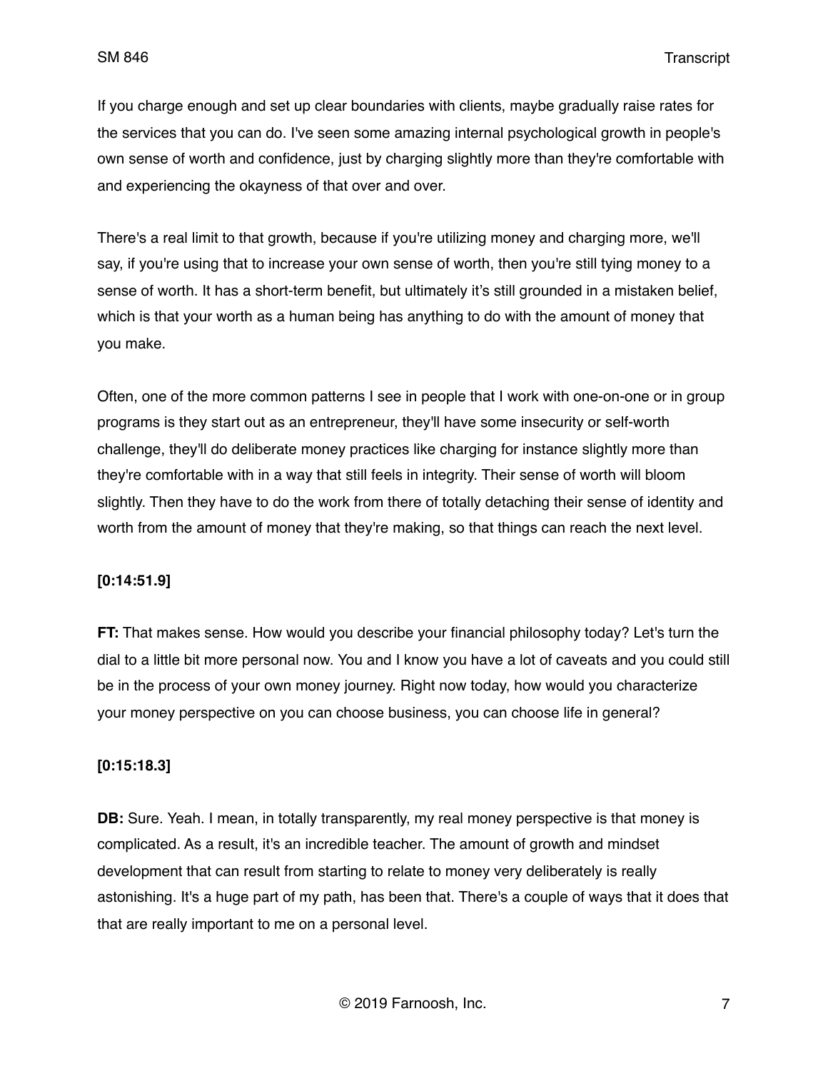If you charge enough and set up clear boundaries with clients, maybe gradually raise rates for the services that you can do. I've seen some amazing internal psychological growth in people's own sense of worth and confidence, just by charging slightly more than they're comfortable with and experiencing the okayness of that over and over.

There's a real limit to that growth, because if you're utilizing money and charging more, we'll say, if you're using that to increase your own sense of worth, then you're still tying money to a sense of worth. It has a short-term benefit, but ultimately it's still grounded in a mistaken belief, which is that your worth as a human being has anything to do with the amount of money that you make.

Often, one of the more common patterns I see in people that I work with one-on-one or in group programs is they start out as an entrepreneur, they'll have some insecurity or self-worth challenge, they'll do deliberate money practices like charging for instance slightly more than they're comfortable with in a way that still feels in integrity. Their sense of worth will bloom slightly. Then they have to do the work from there of totally detaching their sense of identity and worth from the amount of money that they're making, so that things can reach the next level.

**[0:14:51.9]**

**FT:** That makes sense. How would you describe your financial philosophy today? Let's turn the dial to a little bit more personal now. You and I know you have a lot of caveats and you could still be in the process of your own money journey. Right now today, how would you characterize your money perspective on you can choose business, you can choose life in general?

**[0:15:18.3]**

**DB:** Sure. Yeah. I mean, in totally transparently, my real money perspective is that money is complicated. As a result, it's an incredible teacher. The amount of growth and mindset development that can result from starting to relate to money very deliberately is really astonishing. It's a huge part of my path, has been that. There's a couple of ways that it does that that are really important to me on a personal level.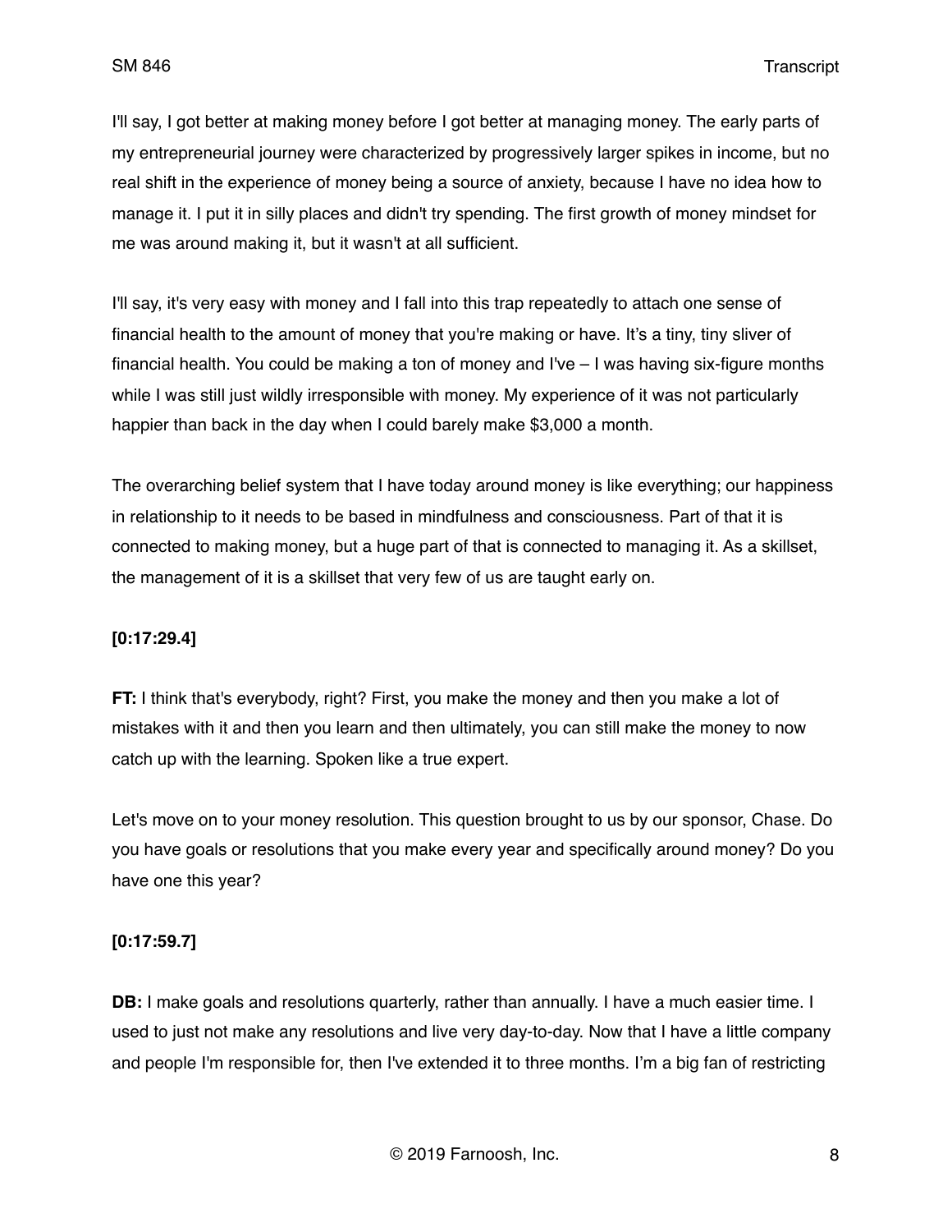I'll say, I got better at making money before I got better at managing money. The early parts of my entrepreneurial journey were characterized by progressively larger spikes in income, but no real shift in the experience of money being a source of anxiety, because I have no idea how to manage it. I put it in silly places and didn't try spending. The first growth of money mindset for me was around making it, but it wasn't at all sufficient.

I'll say, it's very easy with money and I fall into this trap repeatedly to attach one sense of financial health to the amount of money that you're making or have. It's a tiny, tiny sliver of financial health. You could be making a ton of money and I've – I was having six-figure months while I was still just wildly irresponsible with money. My experience of it was not particularly happier than back in the day when I could barely make $3,000 a month.

The overarching belief system that I have today around money is like everything; our happiness in relationship to it needs to be based in mindfulness and consciousness. Part of that it is connected to making money, but a huge part of that is connected to managing it. As a skillset, the management of it is a skillset that very few of us are taught early on.

**[0:17:29.4]**

**FT:** I think that's everybody, right? First, you make the money and then you make a lot of mistakes with it and then you learn and then ultimately, you can still make the money to now catch up with the learning. Spoken like a true expert.

Let's move on to your money resolution. This question brought to us by our sponsor, Chase. Do you have goals or resolutions that you make every year and specifically around money? Do you have one this year?

**[0:17:59.7]**

**DB:** I make goals and resolutions quarterly, rather than annually. I have a much easier time. I used to just not make any resolutions and live very day-to-day. Now that I have a little company and people I'm responsible for, then I've extended it to three months. I'm a big fan of restricting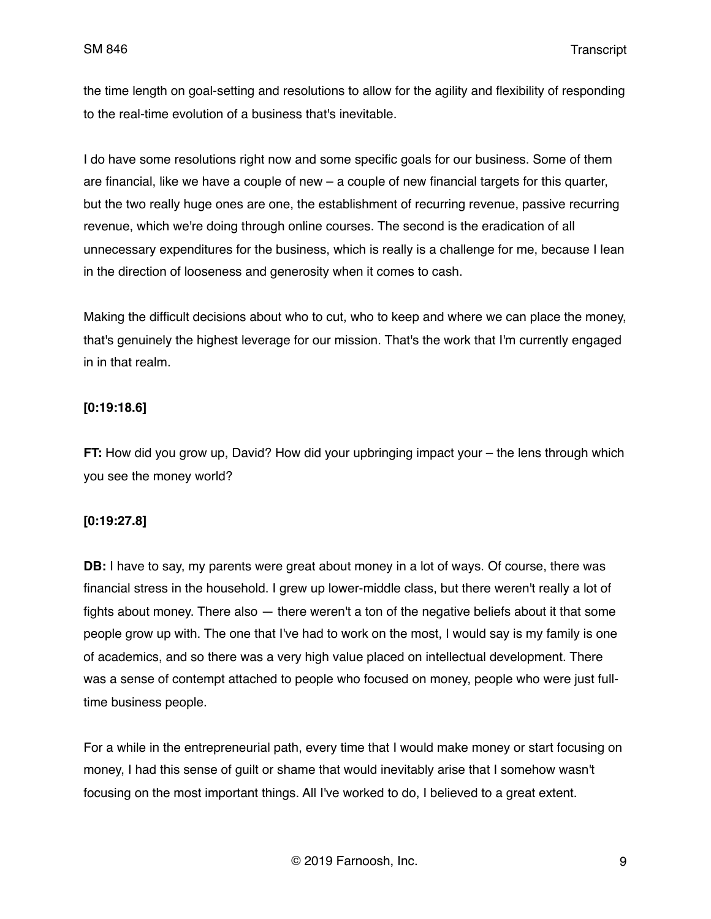the time length on goal-setting and resolutions to allow for the agility and flexibility of responding to the real-time evolution of a business that's inevitable.

I do have some resolutions right now and some specific goals for our business. Some of them are financial, like we have a couple of new – a couple of new financial targets for this quarter, but the two really huge ones are one, the establishment of recurring revenue, passive recurring revenue, which we're doing through online courses. The second is the eradication of all unnecessary expenditures for the business, which is really is a challenge for me, because I lean in the direction of looseness and generosity when it comes to cash.

Making the difficult decisions about who to cut, who to keep and where we can place the money, that's genuinely the highest leverage for our mission. That's the work that I'm currently engaged in in that realm.

**[0:19:18.6]**

**FT:** How did you grow up, David? How did your upbringing impact your – the lens through which you see the money world?

**[0:19:27.8]**

**DB:** I have to say, my parents were great about money in a lot of ways. Of course, there was financial stress in the household. I grew up lower-middle class, but there weren't really a lot of fights about money. There also — there weren't a ton of the negative beliefs about it that some people grow up with. The one that I've had to work on the most, I would say is my family is one of academics, and so there was a very high value placed on intellectual development. There was a sense of contempt attached to people who focused on money, people who were just full-time business people.

For a while in the entrepreneurial path, every time that I would make money or start focusing on money, I had this sense of guilt or shame that would inevitably arise that I somehow wasn't focusing on the most important things. All I've worked to do, I believed to a great extent.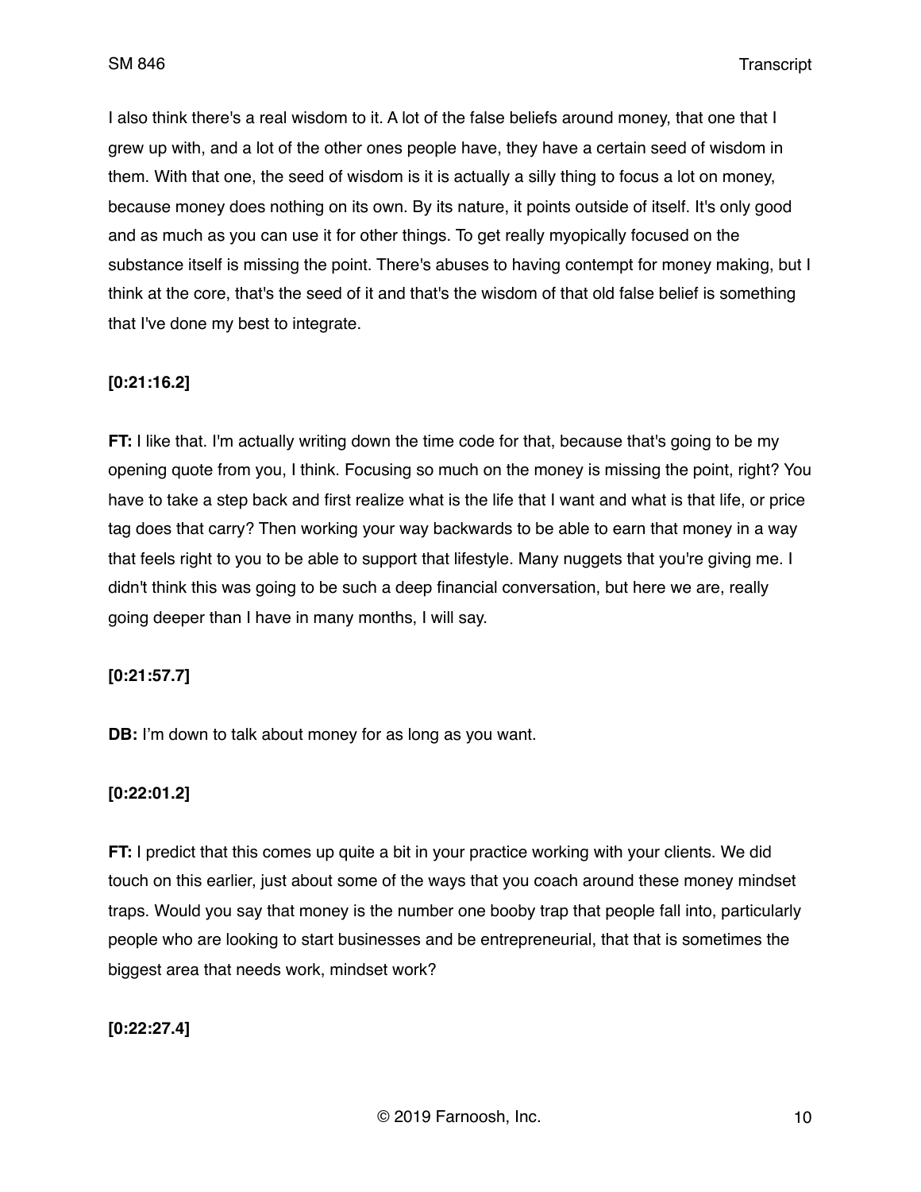I also think there's a real wisdom to it. A lot of the false beliefs around money, that one that I grew up with, and a lot of the other ones people have, they have a certain seed of wisdom in them. With that one, the seed of wisdom is it is actually a silly thing to focus a lot on money, because money does nothing on its own. By its nature, it points outside of itself. It's only good and as much as you can use it for other things. To get really myopically focused on the substance itself is missing the point. There's abuses to having contempt for money making, but I think at the core, that's the seed of it and that's the wisdom of that old false belief is something that I've done my best to integrate.

**[0:21:16.2]**

**FT:** I like that. I'm actually writing down the time code for that, because that's going to be my opening quote from you, I think. Focusing so much on the money is missing the point, right? You have to take a step back and first realize what is the life that I want and what is that life, or price tag does that carry? Then working your way backwards to be able to earn that money in a way that feels right to you to be able to support that lifestyle. Many nuggets that you're giving me. I didn't think this was going to be such a deep financial conversation, but here we are, really going deeper than I have in many months, I will say.

**[0:21:57.7]**

**DB:** I'm down to talk about money for as long as you want.

**[0:22:01.2]**

**FT:** I predict that this comes up quite a bit in your practice working with your clients. We did touch on this earlier, just about some of the ways that you coach around these money mindset traps. Would you say that money is the number one booby trap that people fall into, particularly people who are looking to start businesses and be entrepreneurial, that that is sometimes the biggest area that needs work, mindset work?

**[0:22:27.4]**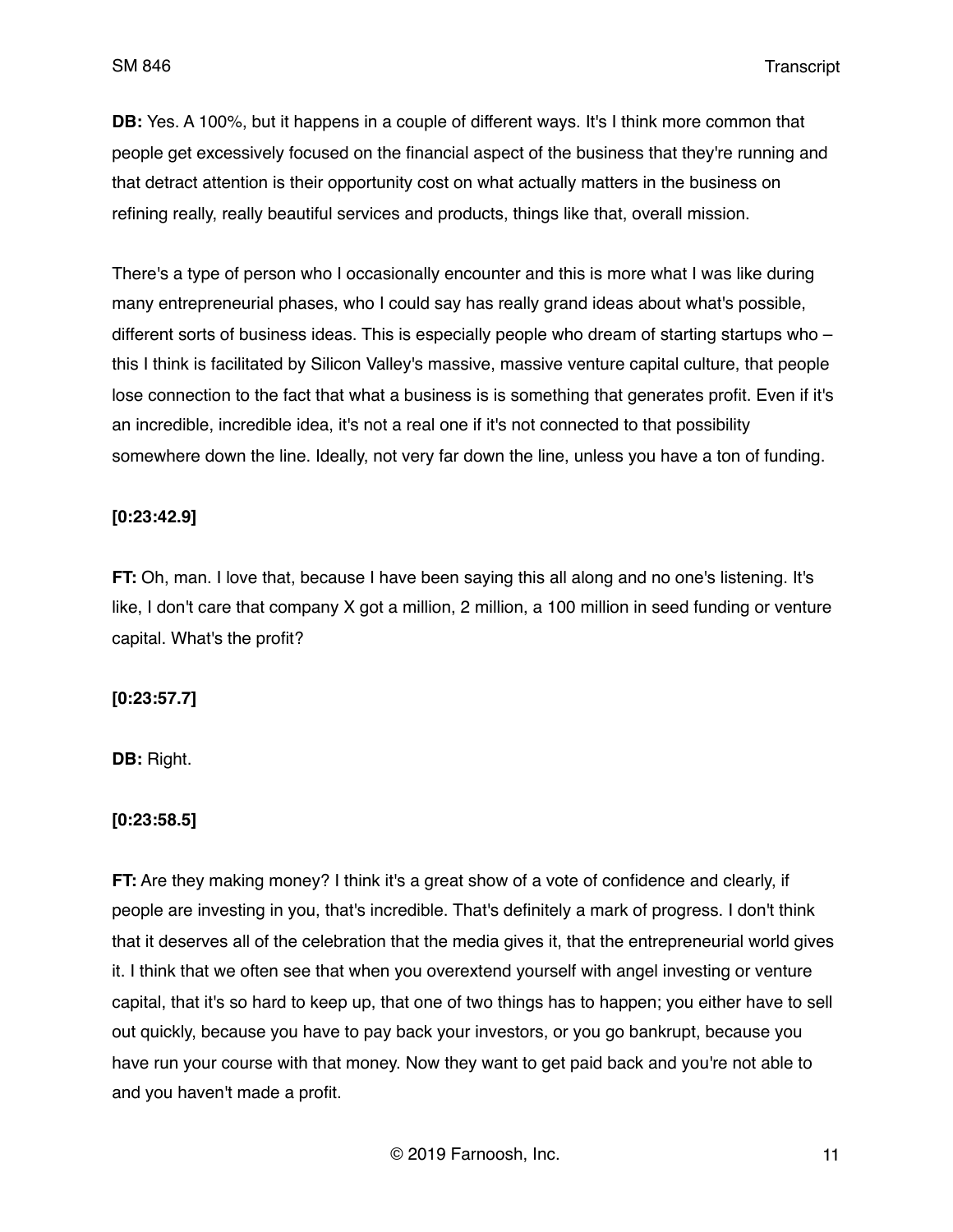**DB:** Yes. A 100%, but it happens in a couple of different ways. It's I think more common that people get excessively focused on the financial aspect of the business that they're running and that detract attention is their opportunity cost on what actually matters in the business on refining really, really beautiful services and products, things like that, overall mission.

There's a type of person who I occasionally encounter and this is more what I was like during many entrepreneurial phases, who I could say has really grand ideas about what's possible, different sorts of business ideas. This is especially people who dream of starting startups who – this I think is facilitated by Silicon Valley's massive, massive venture capital culture, that people lose connection to the fact that what a business is is something that generates profit. Even if it's an incredible, incredible idea, it's not a real one if it's not connected to that possibility somewhere down the line. Ideally, not very far down the line, unless you have a ton of funding.

**[0:23:42.9]**

**FT:** Oh, man. I love that, because I have been saying this all along and no one's listening. It's like, I don't care that company X got a million, 2 million, a 100 million in seed funding or venture capital. What's the profit?

**[0:23:57.7]**

**DB:** Right.

**[0:23:58.5]**

**FT:** Are they making money? I think it's a great show of a vote of confidence and clearly, if people are investing in you, that's incredible. That's definitely a mark of progress. I don't think that it deserves all of the celebration that the media gives it, that the entrepreneurial world gives it. I think that we often see that when you overextend yourself with angel investing or venture capital, that it's so hard to keep up, that one of two things has to happen; you either have to sell out quickly, because you have to pay back your investors, or you go bankrupt, because you have run your course with that money. Now they want to get paid back and you're not able to and you haven't made a profit.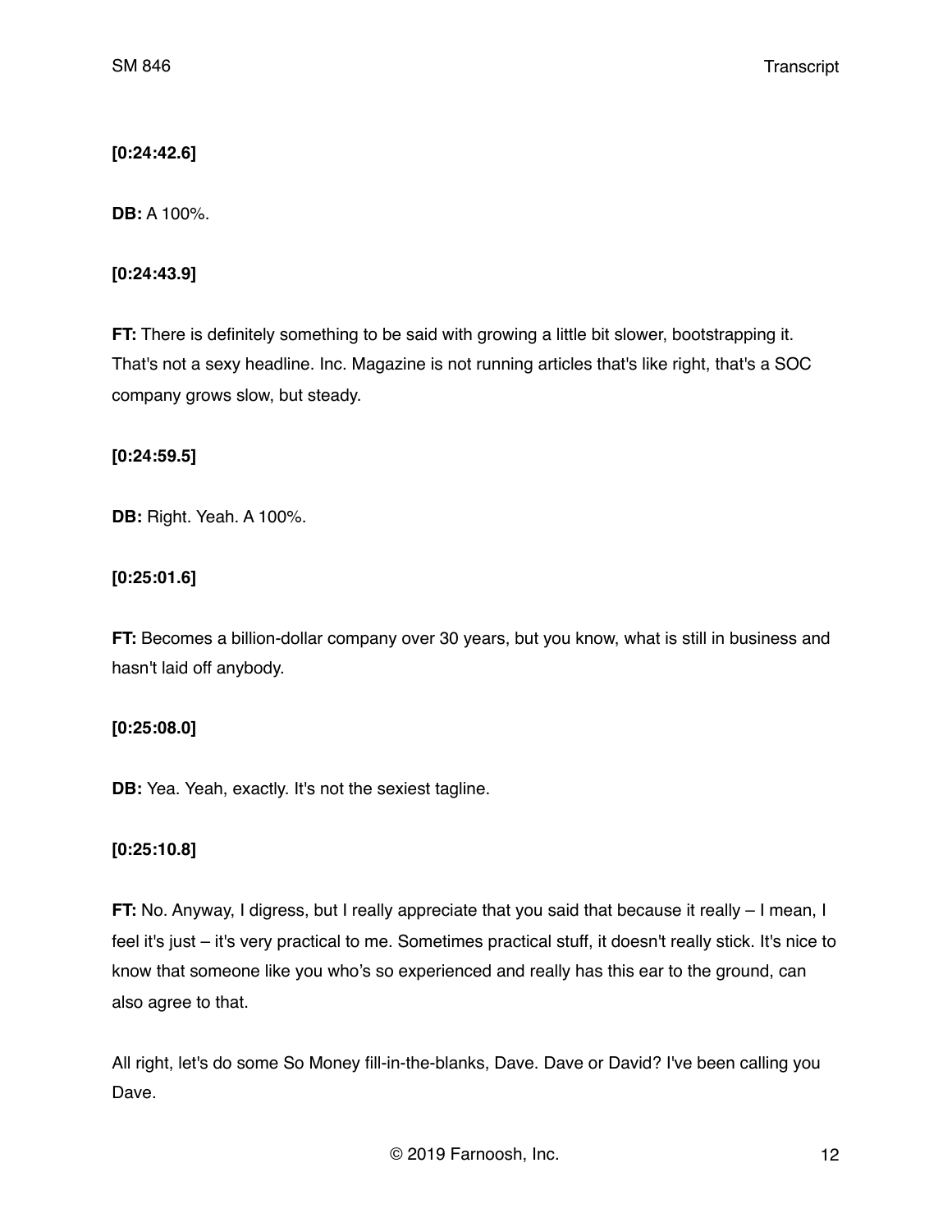**[0:24:42.6]**

**DB:** A 100%.

**[0:24:43.9]**

**FT:** There is definitely something to be said with growing a little bit slower, bootstrapping it. That's not a sexy headline. Inc. Magazine is not running articles that's like right, that's a SOC company grows slow, but steady.

**[0:24:59.5]**

**DB:** Right. Yeah. A 100%.

**[0:25:01.6]**

**FT:** Becomes a billion-dollar company over 30 years, but you know, what is still in business and hasn't laid off anybody.

**[0:25:08.0]**

**DB:** Yea. Yeah, exactly. It's not the sexiest tagline.

**[0:25:10.8]**

**FT:** No. Anyway, I digress, but I really appreciate that you said that because it really – I mean, I feel it's just – it's very practical to me. Sometimes practical stuff, it doesn't really stick. It's nice to know that someone like you who's so experienced and really has this ear to the ground, can also agree to that.

All right, let's do some So Money fill-in-the-blanks, Dave. Dave or David? I've been calling you Dave.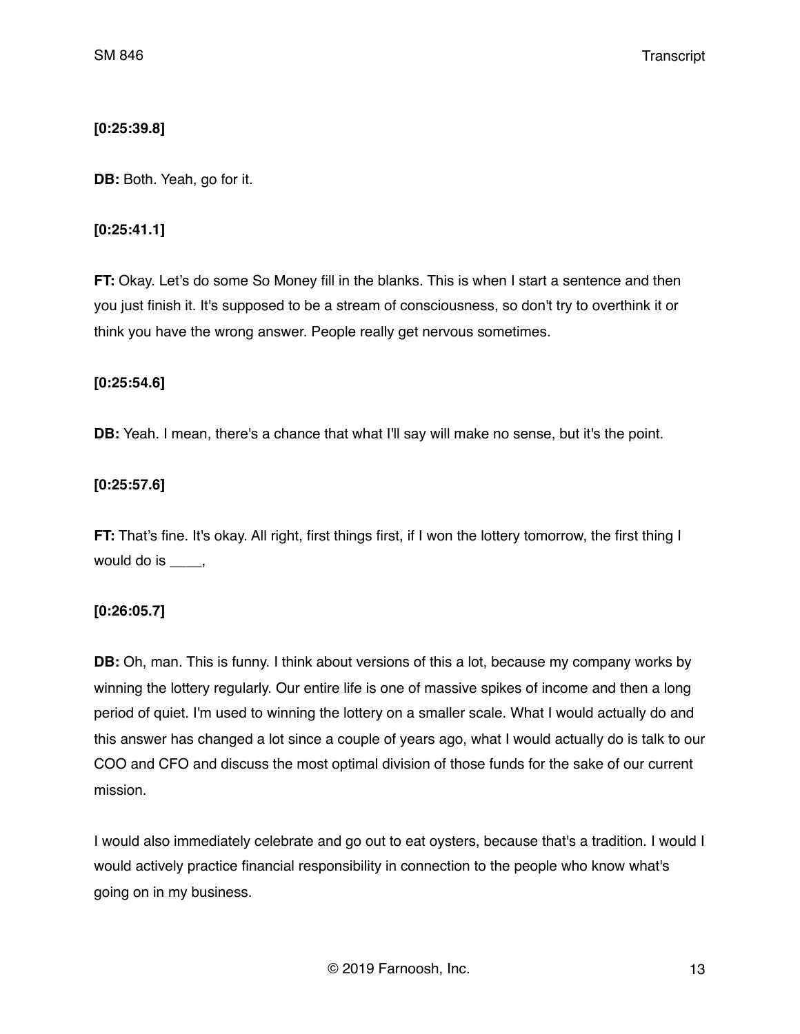**[0:25:39.8]**

**DB:** Both. Yeah, go for it.

**[0:25:41.1]**

**FT:** Okay. Let's do some So Money fill in the blanks. This is when I start a sentence and then you just finish it. It's supposed to be a stream of consciousness, so don't try to overthink it or think you have the wrong answer. People really get nervous sometimes.

**[0:25:54.6]**

**DB:** Yeah. I mean, there's a chance that what I'll say will make no sense, but it's the point.

**[0:25:57.6]**

**FT:** That's fine. It's okay. All right, first things first, if I won the lottery tomorrow, the first thing I would do is ____,

**[0:26:05.7]**

**DB:** Oh, man. This is funny. I think about versions of this a lot, because my company works by winning the lottery regularly. Our entire life is one of massive spikes of income and then a long period of quiet. I'm used to winning the lottery on a smaller scale. What I would actually do and this answer has changed a lot since a couple of years ago, what I would actually do is talk to our COO and CFO and discuss the most optimal division of those funds for the sake of our current mission.

I would also immediately celebrate and go out to eat oysters, because that's a tradition. I would I would actively practice financial responsibility in connection to the people who know what's going on in my business.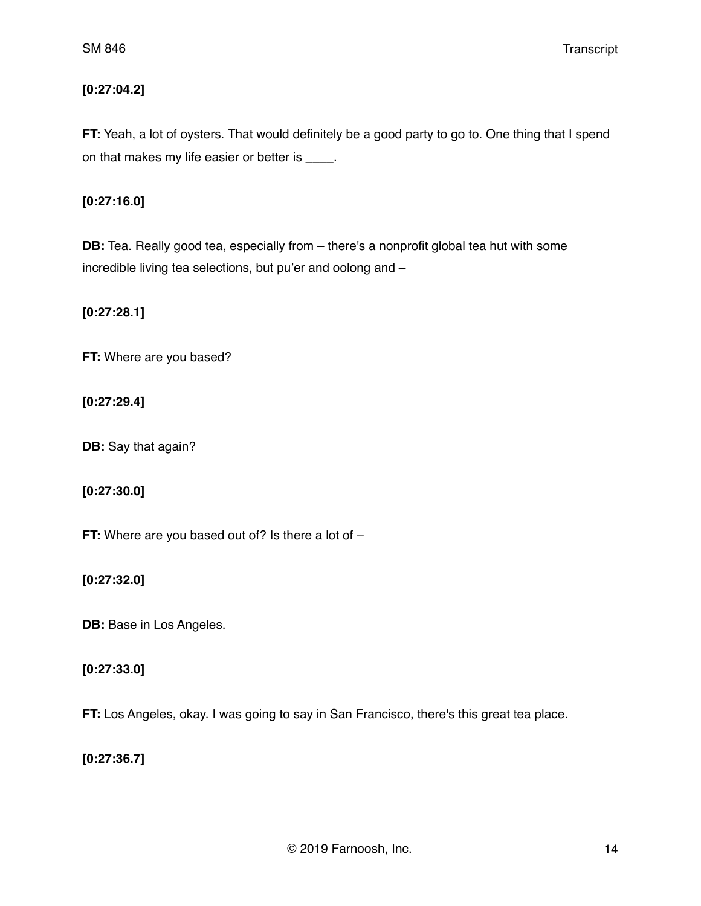**[0:27:04.2]**

**FT:** Yeah, a lot of oysters. That would definitely be a good party to go to. One thing that I spend on that makes my life easier or better is ____.

**[0:27:16.0]**

**DB:** Tea. Really good tea, especially from – there's a nonprofit global tea hut with some incredible living tea selections, but pu'er and oolong and –

**[0:27:28.1]**

**FT:** Where are you based?

**[0:27:29.4]**

**DB:** Say that again?

**[0:27:30.0]**

**FT:** Where are you based out of? Is there a lot of –

**[0:27:32.0]**

**DB:** Base in Los Angeles.

**[0:27:33.0]**

**FT:** Los Angeles, okay. I was going to say in San Francisco, there's this great tea place.

**[0:27:36.7]**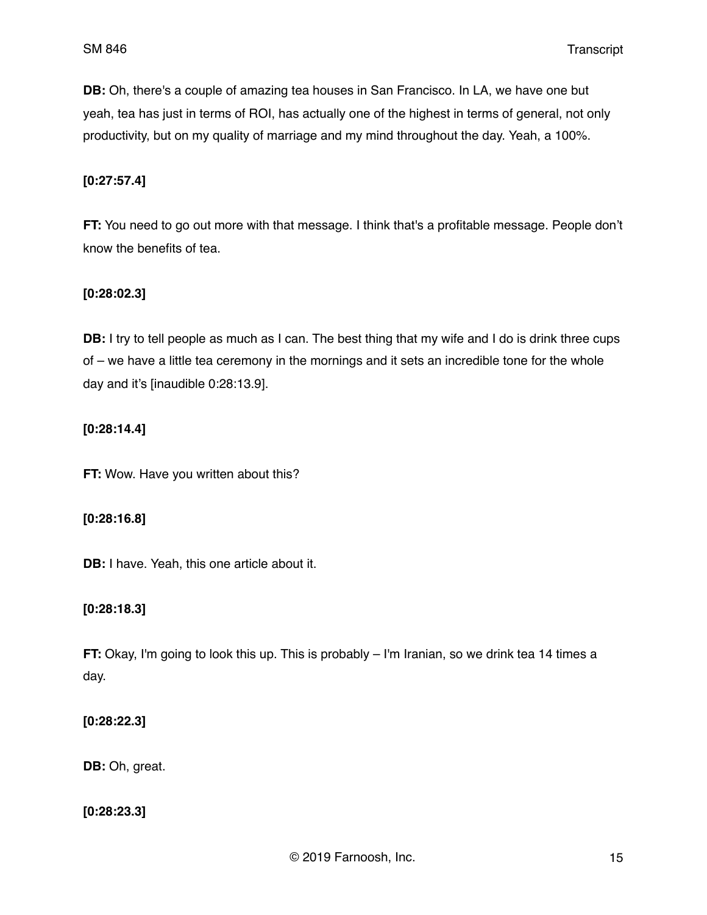**DB:** Oh, there's a couple of amazing tea houses in San Francisco. In LA, we have one but yeah, tea has just in terms of ROI, has actually one of the highest in terms of general, not only productivity, but on my quality of marriage and my mind throughout the day. Yeah, a 100%.

**[0:27:57.4]**

**FT:** You need to go out more with that message. I think that's a profitable message. People don't know the benefits of tea.

**[0:28:02.3]**

**DB:** I try to tell people as much as I can. The best thing that my wife and I do is drink three cups of – we have a little tea ceremony in the mornings and it sets an incredible tone for the whole day and it's [inaudible 0:28:13.9].

**[0:28:14.4]**

**FT:** Wow. Have you written about this?

**[0:28:16.8]**

**DB:** I have. Yeah, this one article about it.

**[0:28:18.3]**

**FT:** Okay, I'm going to look this up. This is probably – I'm Iranian, so we drink tea 14 times a day.

**[0:28:22.3]**

**DB:** Oh, great.

**[0:28:23.3]**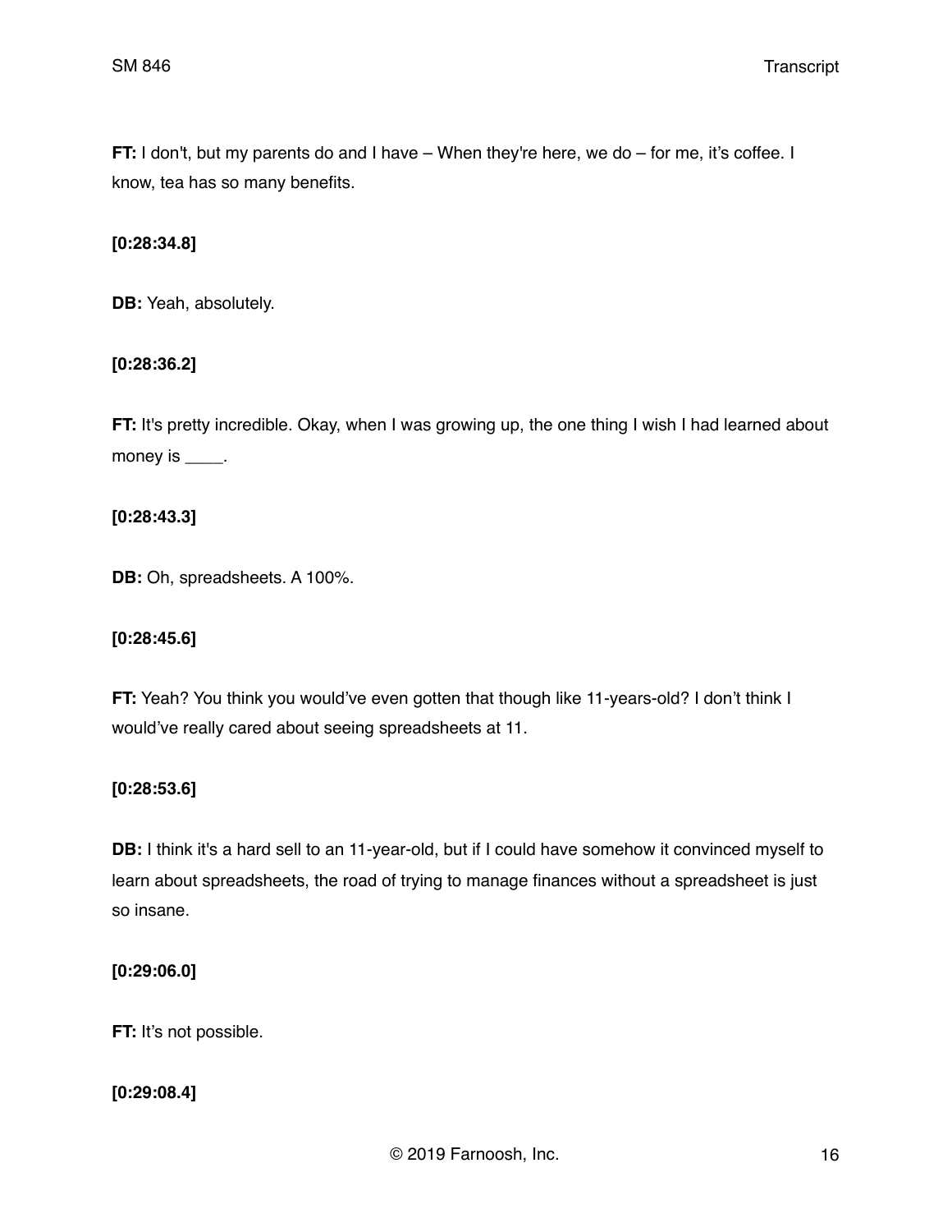**FT:** I don't, but my parents do and I have – When they're here, we do – for me, it's coffee. I know, tea has so many benefits.

**[0:28:34.8]**

**DB:** Yeah, absolutely.

**[0:28:36.2]**

**FT:** It's pretty incredible. Okay, when I was growing up, the one thing I wish I had learned about money is ____.

**[0:28:43.3]**

**DB:** Oh, spreadsheets. A 100%.

**[0:28:45.6]**

**FT:** Yeah? You think you would've even gotten that though like 11-years-old? I don't think I would've really cared about seeing spreadsheets at 11.

**[0:28:53.6]**

**DB:** I think it's a hard sell to an 11-year-old, but if I could have somehow it convinced myself to learn about spreadsheets, the road of trying to manage finances without a spreadsheet is just so insane.

**[0:29:06.0]**

**FT:** It's not possible.

**[0:29:08.4]**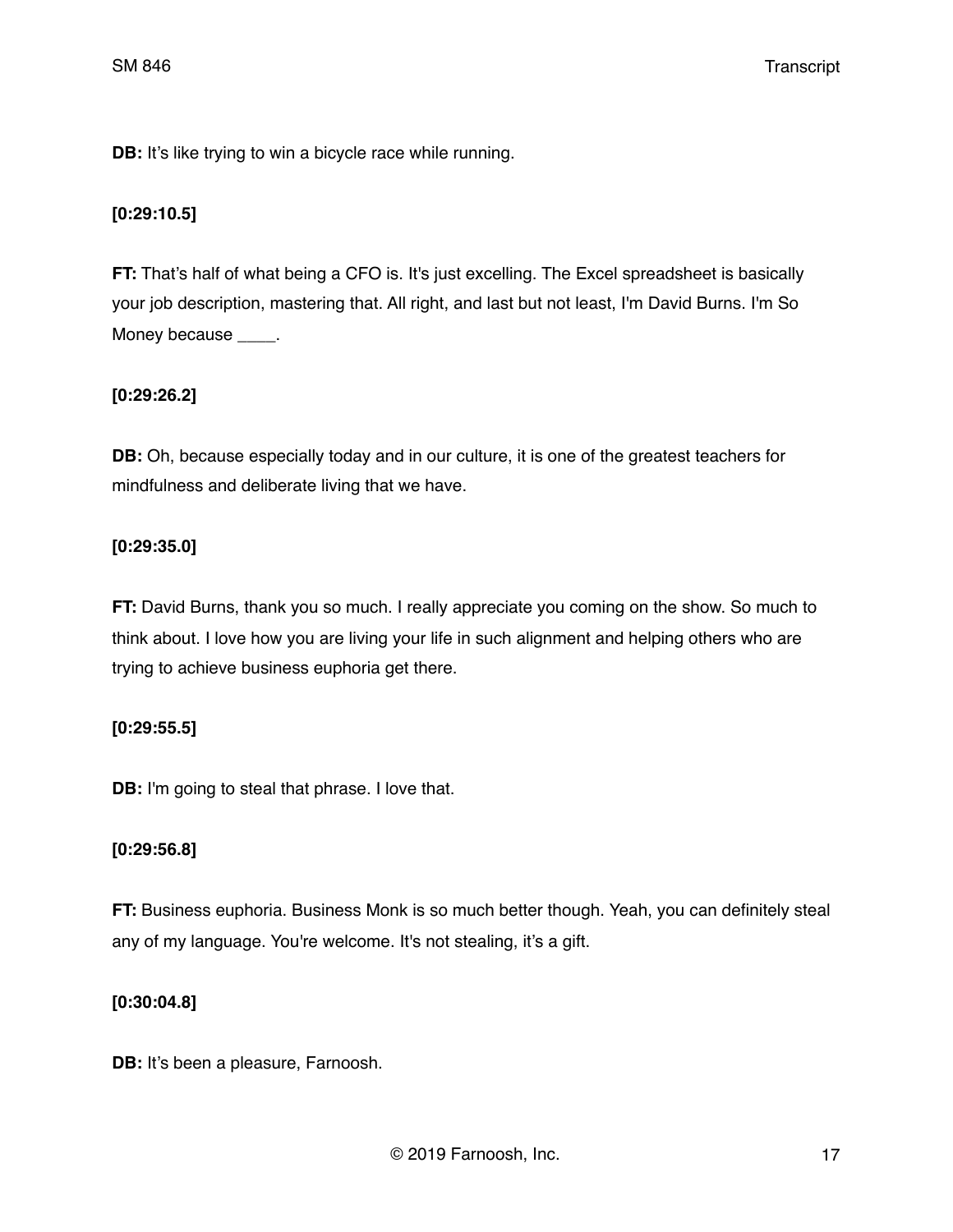**DB:** It's like trying to win a bicycle race while running.

**[0:29:10.5]**

**FT:** That's half of what being a CFO is. It's just excelling. The Excel spreadsheet is basically your job description, mastering that. All right, and last but not least, I'm David Burns. I'm So Money because ____.

**[0:29:26.2]**

**DB:** Oh, because especially today and in our culture, it is one of the greatest teachers for mindfulness and deliberate living that we have.

**[0:29:35.0]**

**FT:** David Burns, thank you so much. I really appreciate you coming on the show. So much to think about. I love how you are living your life in such alignment and helping others who are trying to achieve business euphoria get there.

**[0:29:55.5]**

**DB:** I'm going to steal that phrase. I love that.

**[0:29:56.8]**

**FT:** Business euphoria. Business Monk is so much better though. Yeah, you can definitely steal any of my language. You're welcome. It's not stealing, it's a gift.

**[0:30:04.8]**

**DB:** It's been a pleasure, Farnoosh.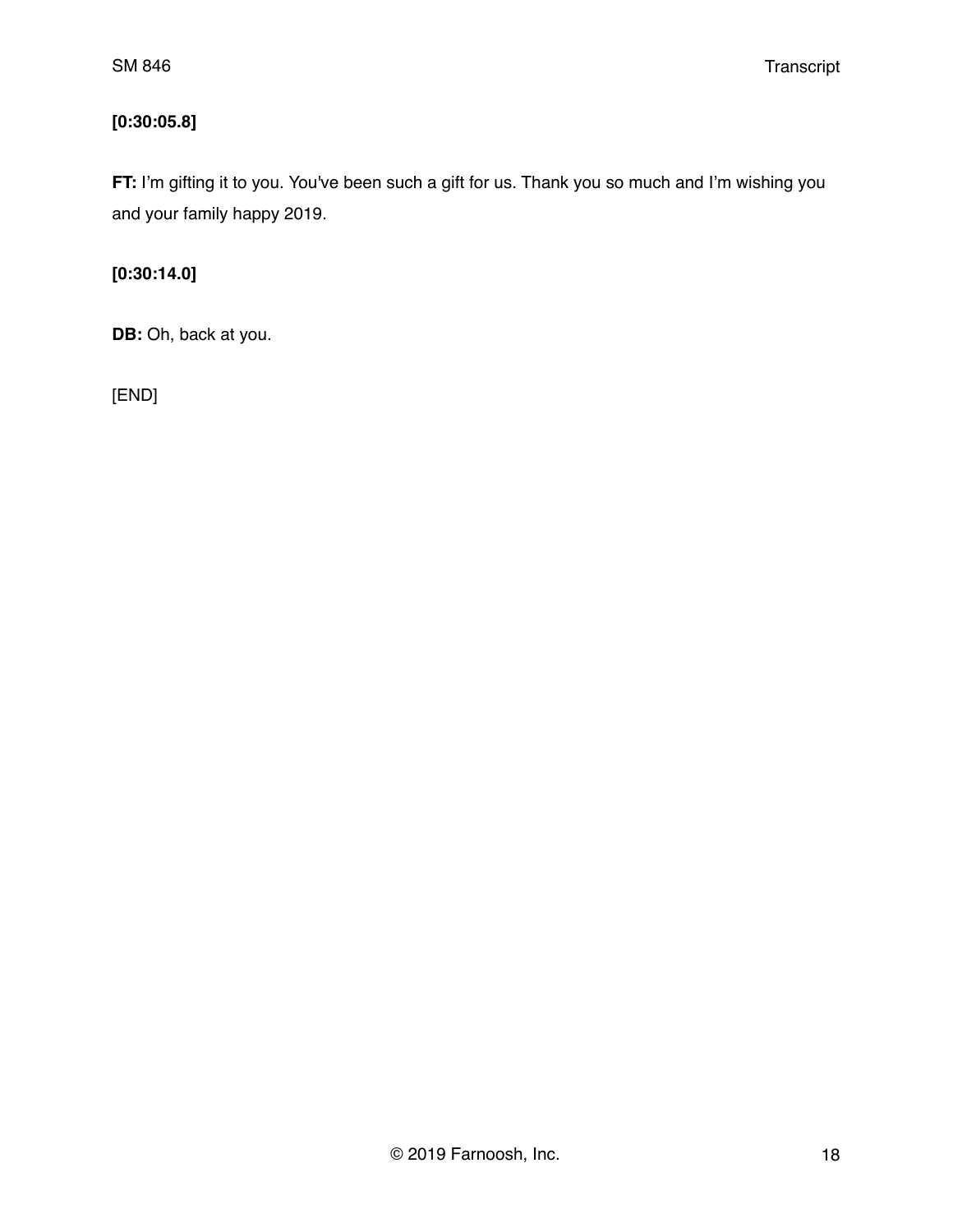**[0:30:05.8]**

**FT:** I'm gifting it to you. You've been such a gift for us. Thank you so much and I'm wishing you and your family happy 2019.

**[0:30:14.0]**

**DB:** Oh, back at you.

[END]